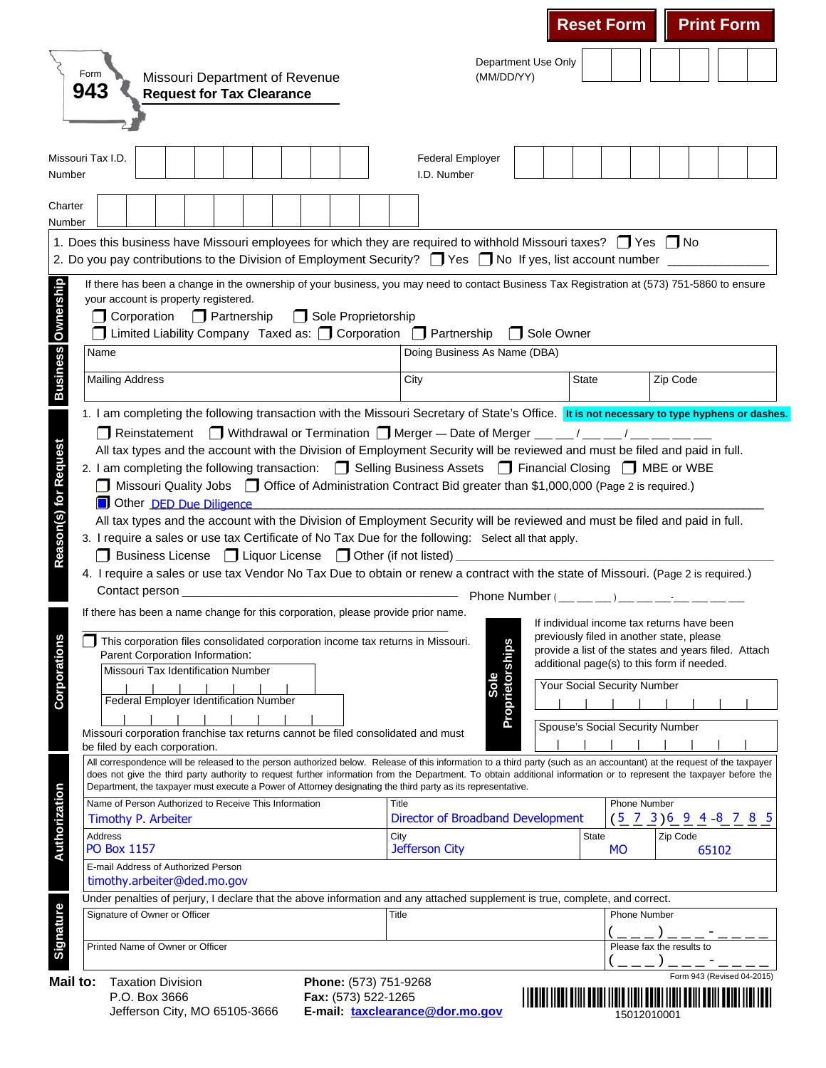Reset Form | Print Form

# Form 943

## Missouri Department of Revenue
## Request for Tax Clearance

Department Use Only (MM/DD/YY)

Missouri Tax I.D. Number

Federal Employer I.D. Number

Charter Number

1. Does this business have Missouri employees for which they are required to withhold Missouri taxes? ☐ Yes ☐ No
2. Do you pay contributions to the Division of Employment Security? ☐ Yes ☐ No If yes, list account number ______________

### Business Ownership

If there has been a change in the ownership of your business, you may need to contact Business Tax Registration at (573) 751-5860 to ensure your account is property registered.

☐ Corporation ☐ Partnership ☐ Sole Proprietorship
☐ Limited Liability Company Taxed as: ☐ Corporation ☐ Partnership ☐ Sole Owner

| Name | Doing Business As Name (DBA) | | |
|---|---|---|---|
| Mailing Address | City | State | Zip Code |

### Reason(s) for Request

1. I am completing the following transaction with the Missouri Secretary of State's Office. **It is not necessary to type hyphens or dashes.**
   ☐ Reinstatement ☐ Withdrawal or Termination ☐ Merger — Date of Merger __ __ / __ __ / __ __ __ __
   All tax types and the account with the Division of Employment Security will be reviewed and must be filed and paid in full.
2. I am completing the following transaction: ☐ Selling Business Assets ☐ Financial Closing ☐ MBE or WBE
   ☐ Missouri Quality Jobs ☐ Office of Administration Contract Bid greater than $1,000,000 (Page 2 is required.)
   ☒ Other DED Due Diligence
   All tax types and the account with the Division of Employment Security will be reviewed and must be filed and paid in full.
3. I require a sales or use tax Certificate of No Tax Due for the following: Select all that apply.
   ☐ Business License ☐ Liquor License ☐ Other (if not listed) ______________
4. I require a sales or use tax Vendor No Tax Due to obtain or renew a contract with the state of Missouri. (Page 2 is required.)
   Contact person ______________ Phone Number (__ __ __) __ __ __-__ __ __ __

### Corporations

If there has been a name change for this corporation, please provide prior name.
______________

☐ This corporation files consolidated corporation income tax returns in Missouri.
Parent Corporation Information:

Missouri Tax Identification Number

Federal Employer Identification Number

Missouri corporation franchise tax returns cannot be filed consolidated and must be filed by each corporation.

### Sole Proprietorships

If individual income tax returns have been previously filed in another state, please provide a list of the states and years filed. Attach additional page(s) to this form if needed.

Your Social Security Number

Spouse's Social Security Number

### Authorization

All correspondence will be released to the person authorized below. Release of this information to a third party (such as an accountant) at the request of the taxpayer does not give the third party authority to request further information from the Department. To obtain additional information or to represent the taxpayer before the Department, the taxpayer must execute a Power of Attorney designating the third party as its representative.

| Name of Person Authorized to Receive This Information | Title | | Phone Number |
|---|---|---|---|
| Timothy P. Arbeiter | Director of Broadband Development | | (573)694-8785 |
| **Address** | **City** | **State** | **Zip Code** |
| PO Box 1157 | Jefferson City | MO | 65102 |
| **E-mail Address of Authorized Person** | | | |
| timothy.arbeiter@ded.mo.gov | | | |

### Signature

Under penalties of perjury, I declare that the above information and any attached supplement is true, complete, and correct.

| Signature of Owner or Officer | Title | Phone Number (__ __ __) __ __ __-__ __ __ __ |
|---|---|---|
| Printed Name of Owner or Officer | | Please fax the results to (__ __ __) __ __ __-__ __ __ __ |

**Mail to:** Taxation Division
P.O. Box 3666
Jefferson City, MO 65105-3666

**Phone:** (573) 751-9268
**Fax:** (573) 522-1265
**E-mail:** taxclearance@dor.mo.gov

Form 943 (Revised 04-2015)

15012010001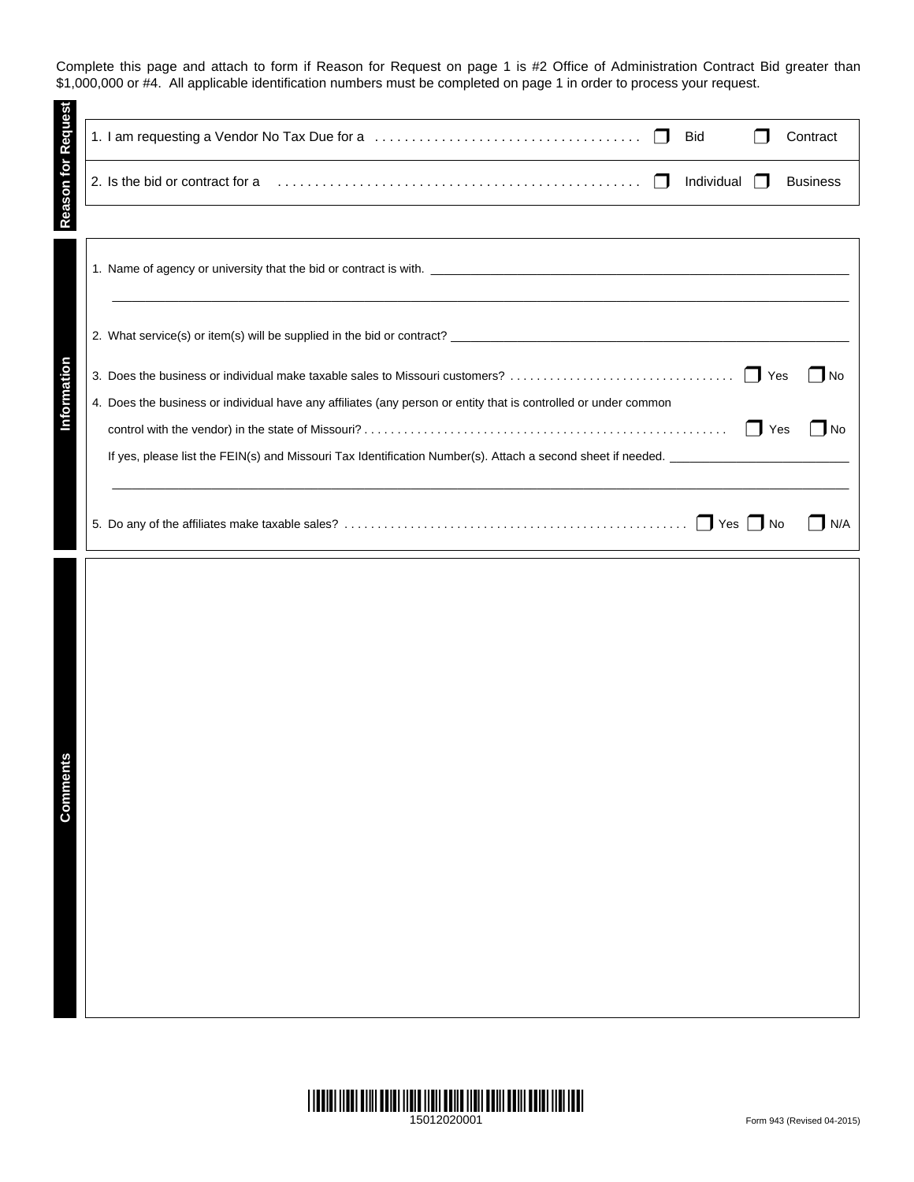Complete this page and attach to form if Reason for Request on page 1 is #2 Office of Administration Contract Bid greater than $1,000,000 or #4. All applicable identification numbers must be completed on page 1 in order to process your request.

## Reason for Request

1. I am requesting a Vendor No Tax Due for a . . . . . . . . . . . . . . . . . . . . . . . . . . . . . . . . . . . . ☐ Bid ☐ Contract

2. Is the bid or contract for a . . . . . . . . . . . . . . . . . . . . . . . . . . . . . . . . . . . . . . . . . . . . . . . . . ☐ Individual ☐ Business

## Information

1. Name of agency or university that the bid or contract is with. \_\_\_\_\_\_\_\_\_\_\_\_\_\_\_\_\_\_\_\_\_\_\_\_\_\_\_\_\_\_

2. What service(s) or item(s) will be supplied in the bid or contract? \_\_\_\_\_\_\_\_\_\_\_\_\_\_\_\_\_\_\_\_\_\_\_\_\_\_\_\_\_\_

3. Does the business or individual make taxable sales to Missouri customers? . . . . . . . . . . . . . . . . . . . . . . . . . . . . . . . . . ☐ Yes ☐ No

4. Does the business or individual have any affiliates (any person or entity that is controlled or under common control with the vendor) in the state of Missouri? . . . . . . . . . . . . . . . . . . . . . . . . . . . . . . . . . . . . . . . . . . . . . . . . . . . . . . ☐ Yes ☐ No

   If yes, please list the FEIN(s) and Missouri Tax Identification Number(s). Attach a second sheet if needed. \_\_\_\_\_\_\_\_\_\_\_\_\_\_\_\_\_\_\_\_\_\_\_\_\_\_\_\_\_\_

5. Do any of the affiliates make taxable sales? . . . . . . . . . . . . . . . . . . . . . . . . . . . . . . . . . . . . . . . . . . . . . . . . . . . ☐ Yes ☐ No ☐ N/A

## Comments

15012020001

Form 943 (Revised 04-2015)